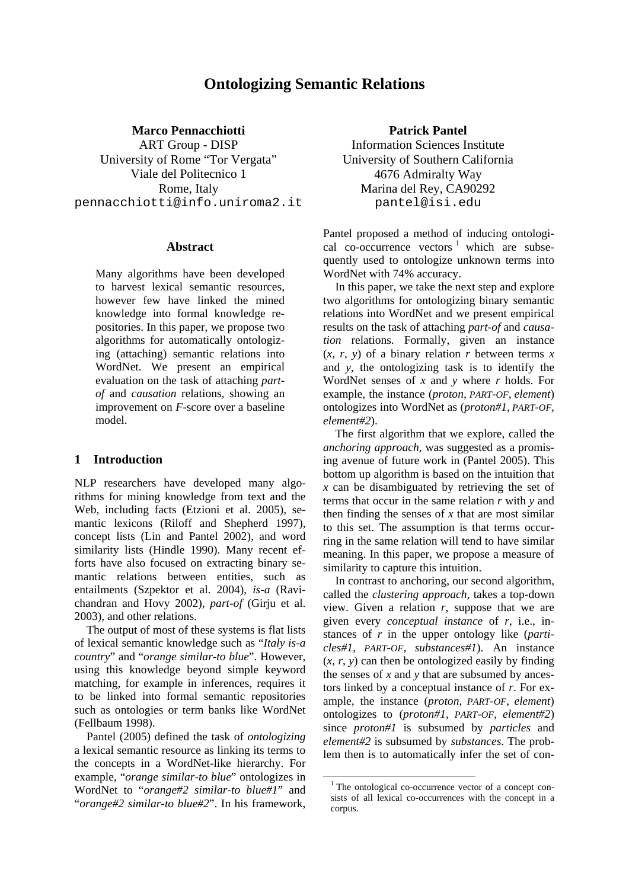# Ontologizing Semantic Relations

**Marco Pennacchiotti**
ART Group - DISP
University of Rome "Tor Vergata"
Viale del Politecnico 1
Rome, Italy
pennacchiotti@info.uniroma2.it

**Patrick Pantel**
Information Sciences Institute
University of Southern California
4676 Admiralty Way
Marina del Rey, CA90292
pantel@isi.edu

## Abstract

Many algorithms have been developed to harvest lexical semantic resources, however few have linked the mined knowledge into formal knowledge repositories. In this paper, we propose two algorithms for automatically ontologizing (attaching) semantic relations into WordNet. We present an empirical evaluation on the task of attaching *part-of* and *causation* relations, showing an improvement on *F*-score over a baseline model.

## 1 Introduction

NLP researchers have developed many algorithms for mining knowledge from text and the Web, including facts (Etzioni et al. 2005), semantic lexicons (Riloff and Shepherd 1997), concept lists (Lin and Pantel 2002), and word similarity lists (Hindle 1990). Many recent efforts have also focused on extracting binary semantic relations between entities, such as entailments (Szpektor et al. 2004), *is-a* (Ravichandran and Hovy 2002), *part-of* (Girju et al. 2003), and other relations.

The output of most of these systems is flat lists of lexical semantic knowledge such as "*Italy is-a country*" and "*orange similar-to blue*". However, using this knowledge beyond simple keyword matching, for example in inferences, requires it to be linked into formal semantic repositories such as ontologies or term banks like WordNet (Fellbaum 1998).

Pantel (2005) defined the task of *ontologizing* a lexical semantic resource as linking its terms to the concepts in a WordNet-like hierarchy. For example, "*orange similar-to blue*" ontologizes in WordNet to "*orange#2 similar-to blue#1*" and "*orange#2 similar-to blue#2*". In his framework, Pantel proposed a method of inducing ontological co-occurrence vectors [1] which are subsequently used to ontologize unknown terms into WordNet with 74% accuracy.

In this paper, we take the next step and explore two algorithms for ontologizing binary semantic relations into WordNet and we present empirical results on the task of attaching *part-of* and *causation* relations. Formally, given an instance ($x$, $r$, $y$) of a binary relation $r$ between terms $x$ and $y$, the ontologizing task is to identify the WordNet senses of $x$ and $y$ where $r$ holds. For example, the instance (*proton*, PART-OF, *element*) ontologizes into WordNet as (*proton#1*, PART-OF, *element#2*).

The first algorithm that we explore, called the *anchoring approach*, was suggested as a promising avenue of future work in (Pantel 2005). This bottom up algorithm is based on the intuition that $x$ can be disambiguated by retrieving the set of terms that occur in the same relation $r$ with $y$ and then finding the senses of $x$ that are most similar to this set. The assumption is that terms occurring in the same relation will tend to have similar meaning. In this paper, we propose a measure of similarity to capture this intuition.

In contrast to anchoring, our second algorithm, called the *clustering approach*, takes a top-down view. Given a relation $r$, suppose that we are given every *conceptual instance* of $r$, i.e., instances of $r$ in the upper ontology like (*particles#1*, PART-OF, *substances#1*). An instance ($x$, $r$, $y$) can then be ontologized easily by finding the senses of $x$ and $y$ that are subsumed by ancestors linked by a conceptual instance of $r$. For example, the instance (*proton*, PART-OF, *element*) ontologizes to (*proton#1*, PART-OF, *element#2*) since *proton#1* is subsumed by *particles* and *element#2* is subsumed by *substances*. The problem then is to automatically infer the set of con-

[1] The ontological co-occurrence vector of a concept consists of all lexical co-occurrences with the concept in a corpus.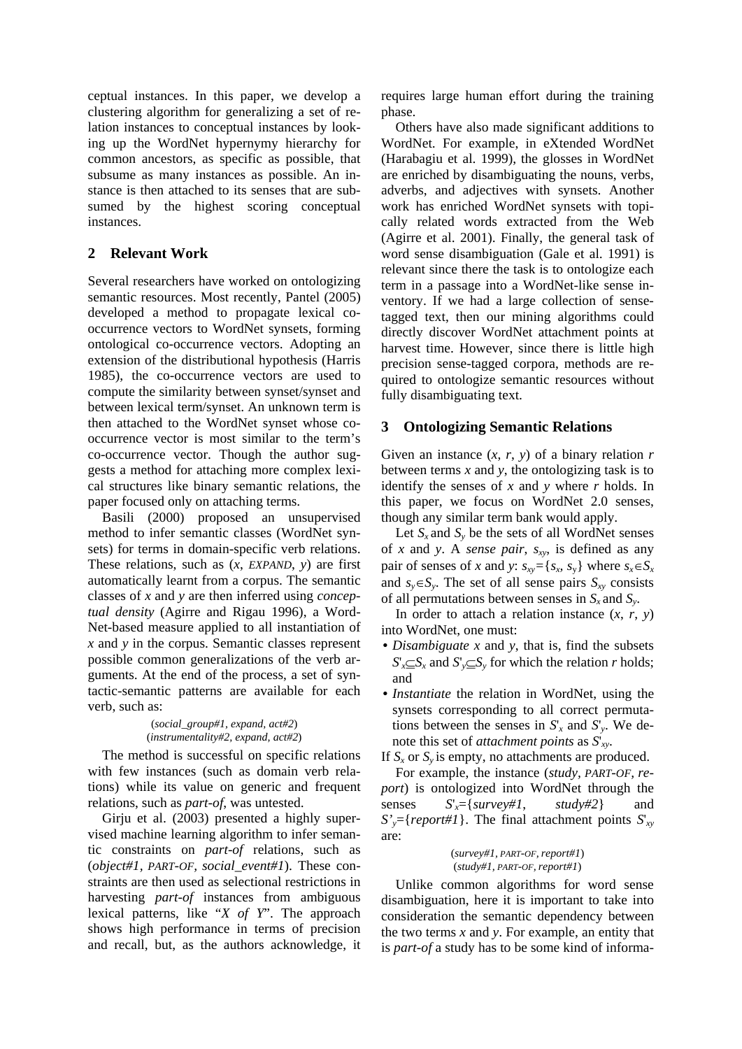ceptual instances. In this paper, we develop a clustering algorithm for generalizing a set of relation instances to conceptual instances by looking up the WordNet hypernymy hierarchy for common ancestors, as specific as possible, that subsume as many instances as possible. An instance is then attached to its senses that are subsumed by the highest scoring conceptual instances.

## 2 Relevant Work

Several researchers have worked on ontologizing semantic resources. Most recently, Pantel (2005) developed a method to propagate lexical co-occurrence vectors to WordNet synsets, forming ontological co-occurrence vectors. Adopting an extension of the distributional hypothesis (Harris 1985), the co-occurrence vectors are used to compute the similarity between synset/synset and between lexical term/synset. An unknown term is then attached to the WordNet synset whose co-occurrence vector is most similar to the term's co-occurrence vector. Though the author suggests a method for attaching more complex lexical structures like binary semantic relations, the paper focused only on attaching terms.

Basili (2000) proposed an unsupervised method to infer semantic classes (WordNet synsets) for terms in domain-specific verb relations. These relations, such as (*x*, *EXPAND*, *y*) are first automatically learnt from a corpus. The semantic classes of *x* and *y* are then inferred using *conceptual density* (Agirre and Rigau 1996), a WordNet-based measure applied to all instantiation of *x* and *y* in the corpus. Semantic classes represent possible common generalizations of the verb arguments. At the end of the process, a set of syntactic-semantic patterns are available for each verb, such as:

(*social_group#1*, *expand*, *act#2*)
(*instrumentality#2*, *expand*, *act#2*)

The method is successful on specific relations with few instances (such as domain verb relations) while its value on generic and frequent relations, such as *part-of*, was untested.

Girju et al. (2003) presented a highly supervised machine learning algorithm to infer semantic constraints on *part-of* relations, such as (*object#1*, *PART-OF*, *social_event#1*). These constraints are then used as selectional restrictions in harvesting *part-of* instances from ambiguous lexical patterns, like "*X of Y*". The approach shows high performance in terms of precision and recall, but, as the authors acknowledge, it requires large human effort during the training phase.

Others have also made significant additions to WordNet. For example, in eXtended WordNet (Harabagiu et al. 1999), the glosses in WordNet are enriched by disambiguating the nouns, verbs, adverbs, and adjectives with synsets. Another work has enriched WordNet synsets with topically related words extracted from the Web (Agirre et al. 2001). Finally, the general task of word sense disambiguation (Gale et al. 1991) is relevant since there the task is to ontologize each term in a passage into a WordNet-like sense inventory. If we had a large collection of sense-tagged text, then our mining algorithms could directly discover WordNet attachment points at harvest time. However, since there is little high precision sense-tagged corpora, methods are required to ontologize semantic resources without fully disambiguating text.

## 3 Ontologizing Semantic Relations

Given an instance (*x*, *r*, *y*) of a binary relation *r* between terms *x* and *y*, the ontologizing task is to identify the senses of *x* and *y* where *r* holds. In this paper, we focus on WordNet 2.0 senses, though any similar term bank would apply.

Let $S_x$ and $S_y$ be the sets of all WordNet senses of *x* and *y*. A *sense pair*, $s_{xy}$, is defined as any pair of senses of *x* and *y*: $s_{xy}=\{s_x, s_y\}$ where $s_x \in S_x$ and $s_y \in S_y$. The set of all sense pairs $S_{xy}$ consists of all permutations between senses in $S_x$ and $S_y$.

In order to attach a relation instance (*x*, *r*, *y*) into WordNet, one must:

- *Disambiguate* *x* and *y*, that is, find the subsets $S'_x \subseteq S_x$ and $S'_y \subseteq S_y$ for which the relation *r* holds; and
- *Instantiate* the relation in WordNet, using the synsets corresponding to all correct permutations between the senses in $S'_x$ and $S'_y$. We denote this set of *attachment points* as $S'_{xy}$.

If $S_x$ or $S_y$ is empty, no attachments are produced.

For example, the instance (*study*, *PART-OF*, *report*) is ontologized into WordNet through the senses $S'_x=\{survey\#1, study\#2\}$ and $S'_y=\{report\#1\}$. The final attachment points $S'_{xy}$ are:

(*survey#1*, *PART-OF*, *report#1*)
(*study#1*, *PART-OF*, *report#1*)

Unlike common algorithms for word sense disambiguation, here it is important to take into consideration the semantic dependency between the two terms *x* and *y*. For example, an entity that is *part-of* a study has to be some kind of informa-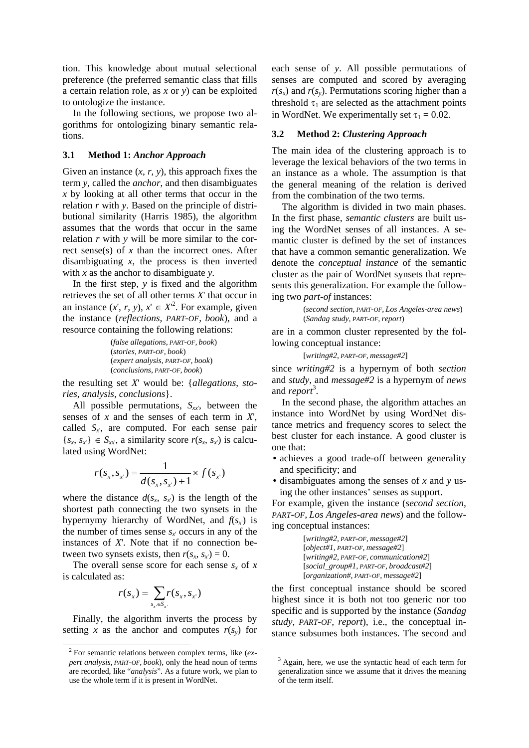tion. This knowledge about mutual selectional preference (the preferred semantic class that fills a certain relation role, as *x* or *y*) can be exploited to ontologize the instance.

In the following sections, we propose two algorithms for ontologizing binary semantic relations.

### 3.1 Method 1: *Anchor Approach*

Given an instance (*x*, *r*, *y*), this approach fixes the term *y*, called the *anchor*, and then disambiguates *x* by looking at all other terms that occur in the relation *r* with *y*. Based on the principle of distributional similarity (Harris 1985), the algorithm assumes that the words that occur in the same relation *r* with *y* will be more similar to the correct sense(s) of *x* than the incorrect ones. After disambiguating *x*, the process is then inverted with *x* as the anchor to disambiguate *y*.

In the first step, *y* is fixed and the algorithm retrieves the set of all other terms $X'$ that occur in an instance ($x'$, *r*, *y*), $x' \in X'$[2]. For example, given the instance (*reflections*, PART-OF, *book*), and a resource containing the following relations:

> (*false allegations*, PART-OF, *book*)
> (*stories*, PART-OF, *book*)
> (*expert analysis*, PART-OF, *book*)
> (*conclusions*, PART-OF, *book*)

the resulting set $X'$ would be: {*allegations*, *stories*, *analysis*, *conclusions*}.

All possible permutations, $S_{xx'}$, between the senses of *x* and the senses of each term in $X'$, called $S_{x'}$, are computed. For each sense pair $\{s_x, s_{x'}\} \in S_{xx'}$, a similarity score $r(s_x, s_{x'})$ is calculated using WordNet:

$$r(s_x, s_{x'}) = \frac{1}{d(s_x, s_{x'}) + 1} \times f(s_{x'})$$

where the distance $d(s_x, s_{x'})$ is the length of the shortest path connecting the two synsets in the hypernymy hierarchy of WordNet, and $f(s_{x'})$ is the number of times sense $s_{x'}$ occurs in any of the instances of $X'$. Note that if no connection between two synsets exists, then $r(s_x, s_{x'}) = 0$.

The overall sense score for each sense $s_x$ of *x* is calculated as:

$$r(s_x) = \sum_{s_{x'} \in S_{x'}} r(s_x, s_{x'})$$

Finally, the algorithm inverts the process by setting *x* as the anchor and computes $r(s_y)$ for each sense of *y*. All possible permutations of senses are computed and scored by averaging $r(s_x)$ and $r(s_y)$. Permutations scoring higher than a threshold $\tau_1$ are selected as the attachment points in WordNet. We experimentally set $\tau_1 = 0.02$.

### 3.2 Method 2: *Clustering Approach*

The main idea of the clustering approach is to leverage the lexical behaviors of the two terms in an instance as a whole. The assumption is that the general meaning of the relation is derived from the combination of the two terms.

The algorithm is divided in two main phases. In the first phase, *semantic clusters* are built using the WordNet senses of all instances. A semantic cluster is defined by the set of instances that have a common semantic generalization. We denote the *conceptual instance* of the semantic cluster as the pair of WordNet synsets that represents this generalization. For example the following two *part-of* instances:

> (*second section*, PART-OF, *Los Angeles-area news*)
> (*Sandag study*, PART-OF, *report*)

are in a common cluster represented by the following conceptual instance:

> [*writing#2*, PART-OF, *message#2*]

since *writing#2* is a hypernym of both *section* and *study*, and *message#2* is a hypernym of *news* and *report*[3].

In the second phase, the algorithm attaches an instance into WordNet by using WordNet distance metrics and frequency scores to select the best cluster for each instance. A good cluster is one that:

- achieves a good trade-off between generality and specificity; and
- disambiguates among the senses of *x* and *y* using the other instances' senses as support.

For example, given the instance (*second section*, PART-OF, *Los Angeles-area news*) and the following conceptual instances:

> [*writing#2*, PART-OF, *message#2*]
> [*object#1*, PART-OF, *message#2*]
> [*writing#2*, PART-OF, *communication#2*]
> [*social_group#1*, PART-OF, *broadcast#2*]
> [*organization#*, PART-OF, *message#2*]

the first conceptual instance should be scored highest since it is both not too generic nor too specific and is supported by the instance (*Sandag study*, PART-OF, *report*), i.e., the conceptual instance subsumes both instances. The second and

---

[2] For semantic relations between complex terms, like (*expert analysis*, PART-OF, *book*), only the head noun of terms are recorded, like "*analysis*". As a future work, we plan to use the whole term if it is present in WordNet.

[3] Again, here, we use the syntactic head of each term for generalization since we assume that it drives the meaning of the term itself.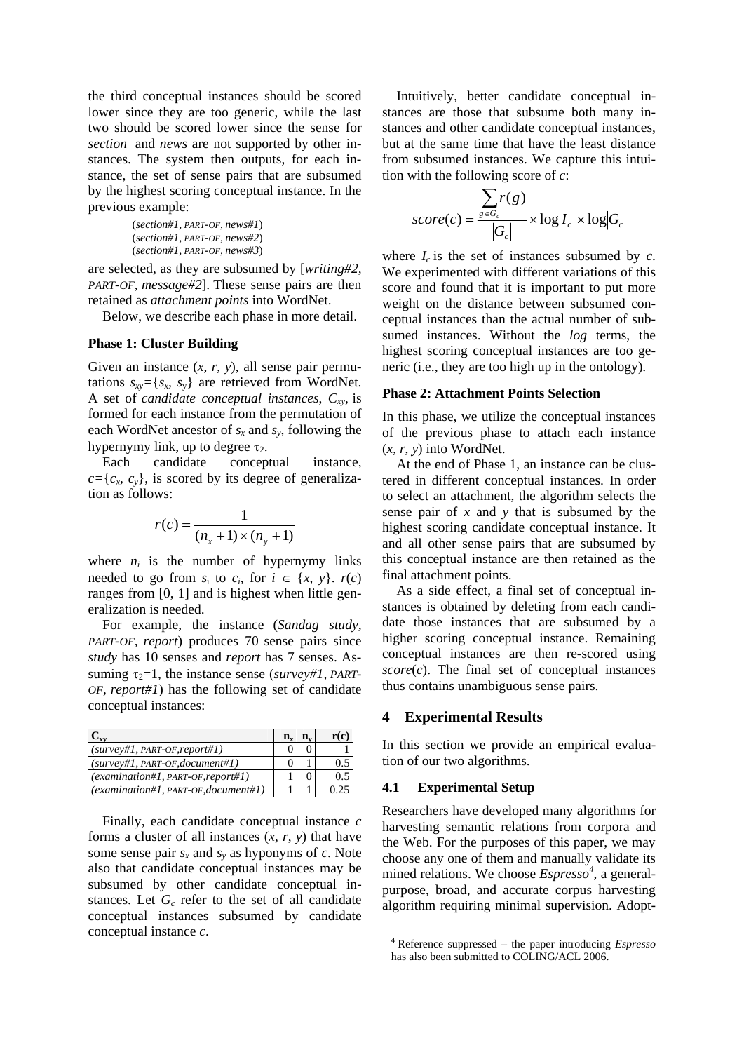the third conceptual instances should be scored lower since they are too generic, while the last two should be scored lower since the sense for *section* and *news* are not supported by other instances. The system then outputs, for each instance, the set of sense pairs that are subsumed by the highest scoring conceptual instance. In the previous example:

(*section#1*, PART-OF, *news#1*)
(*section#1*, PART-OF, *news#2*)
(*section#1*, PART-OF, *news#3*)

are selected, as they are subsumed by [*writing#2*, PART-OF, *message#2*]. These sense pairs are then retained as *attachment points* into WordNet.

Below, we describe each phase in more detail.

**Phase 1: Cluster Building**

Given an instance ($x$, $r$, $y$), all sense pair permutations $s_{xy}=\{s_x, s_y\}$ are retrieved from WordNet. A set of *candidate conceptual instances*, $C_{xy}$, is formed for each instance from the permutation of each WordNet ancestor of $s_x$ and $s_y$, following the hypernymy link, up to degree $\tau_2$.

Each candidate conceptual instance, $c=\{c_x, c_y\}$, is scored by its degree of generalization as follows:

$$r(c) = \frac{1}{(n_x+1)\times(n_y+1)}$$

where $n_i$ is the number of hypernymy links needed to go from $s_i$ to $c_i$, for $i \in \{x, y\}$. $r(c)$ ranges from [0, 1] and is highest when little generalization is needed.

For example, the instance (*Sandag study*, PART-OF, *report*) produces 70 sense pairs since *study* has 10 senses and *report* has 7 senses. Assuming $\tau_2$=1, the instance sense (*survey#1*, PART-OF, *report#1*) has the following set of candidate conceptual instances:

| $C_{xy}$ | $n_x$ | $n_y$ | r(c) |
|---|---|---|---|
| (*survey#1*, PART-OF,*report#1*) | 0 | 0 | 1 |
| (*survey#1*, PART-OF,*document#1*) | 0 | 1 | 0.5 |
| (*examination#1*, PART-OF,*report#1*) | 1 | 0 | 0.5 |
| (*examination#1*, PART-OF,*document#1*) | 1 | 1 | 0.25 |

Finally, each candidate conceptual instance $c$ forms a cluster of all instances ($x$, $r$, $y$) that have some sense pair $s_x$ and $s_y$ as hyponyms of $c$. Note also that candidate conceptual instances may be subsumed by other candidate conceptual instances. Let $G_c$ refer to the set of all candidate conceptual instances subsumed by candidate conceptual instance $c$.

Intuitively, better candidate conceptual instances are those that subsume both many instances and other candidate conceptual instances, but at the same time that have the least distance from subsumed instances. We capture this intuition with the following score of $c$:

$$score(c) = \frac{\sum_{g \in G_c} r(g)}{|G_c|} \times \log|I_c| \times \log|G_c|$$

where $I_c$ is the set of instances subsumed by $c$. We experimented with different variations of this score and found that it is important to put more weight on the distance between subsumed conceptual instances than the actual number of subsumed instances. Without the *log* terms, the highest scoring conceptual instances are too generic (i.e., they are too high up in the ontology).

**Phase 2: Attachment Points Selection**

In this phase, we utilize the conceptual instances of the previous phase to attach each instance ($x$, $r$, $y$) into WordNet.

At the end of Phase 1, an instance can be clustered in different conceptual instances. In order to select an attachment, the algorithm selects the sense pair of $x$ and $y$ that is subsumed by the highest scoring candidate conceptual instance. It and all other sense pairs that are subsumed by this conceptual instance are then retained as the final attachment points.

As a side effect, a final set of conceptual instances is obtained by deleting from each candidate those instances that are subsumed by a higher scoring conceptual instance. Remaining conceptual instances are then re-scored using $score(c)$. The final set of conceptual instances thus contains unambiguous sense pairs.

## 4 Experimental Results

In this section we provide an empirical evaluation of our two algorithms.

### 4.1 Experimental Setup

Researchers have developed many algorithms for harvesting semantic relations from corpora and the Web. For the purposes of this paper, we may choose any one of them and manually validate its mined relations. We choose *Espresso*[4], a general-purpose, broad, and accurate corpus harvesting algorithm requiring minimal supervision. Adopt-

[4] Reference suppressed – the paper introducing *Espresso* has also been submitted to COLING/ACL 2006.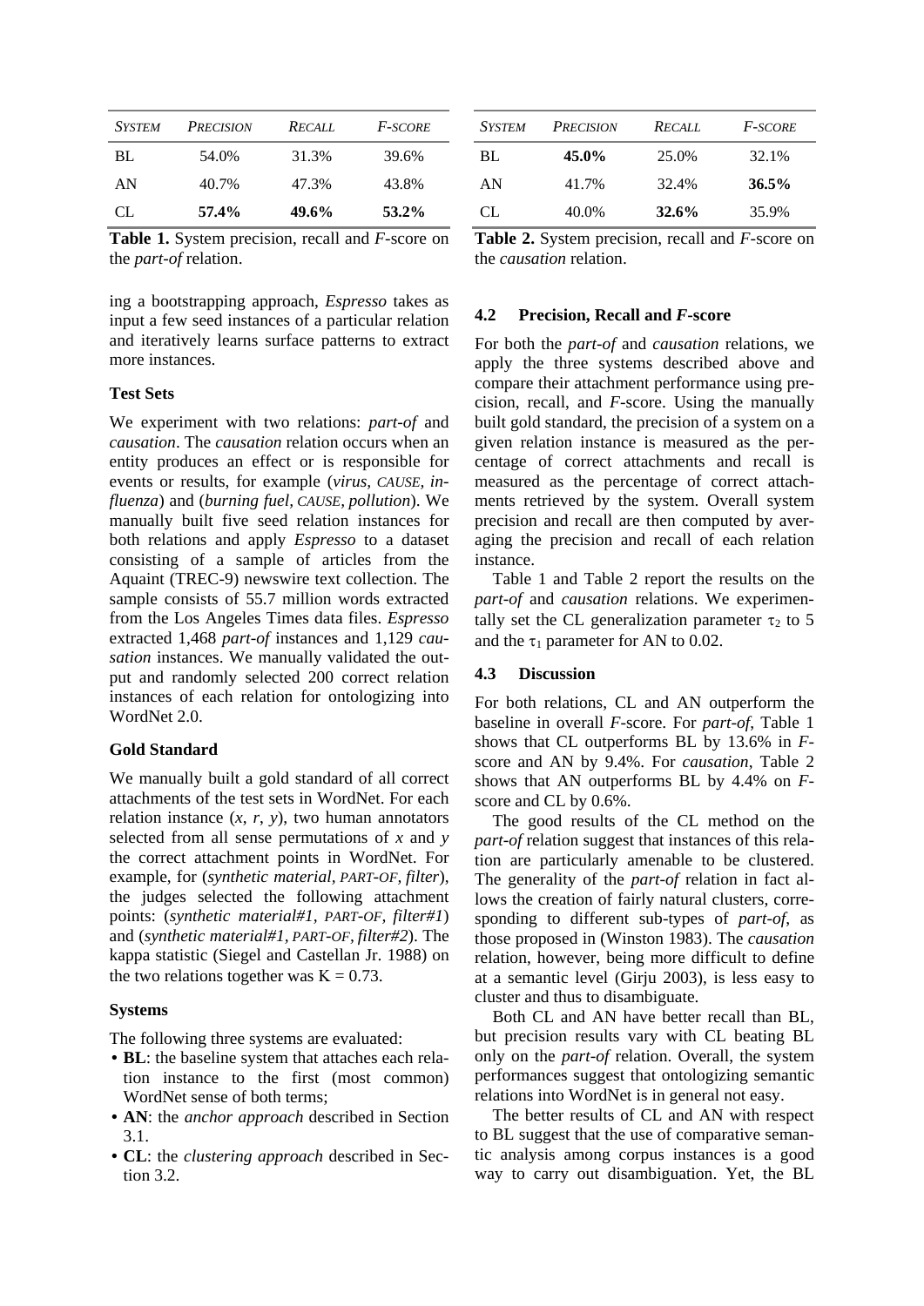| *SYSTEM* | *PRECISION* | *RECALL* | *F-SCORE* |
|---|---|---|---|
| BL | 54.0% | 31.3% | 39.6% |
| AN | 40.7% | 47.3% | 43.8% |
| CL | **57.4%** | **49.6%** | **53.2%** |

**Table 1.** System precision, recall and *F*-score on the *part-of* relation.

| *SYSTEM* | *PRECISION* | *RECALL* | *F-SCORE* |
|---|---|---|---|
| BL | **45.0%** | 25.0% | 32.1% |
| AN | 41.7% | 32.4% | **36.5%** |
| CL | 40.0% | **32.6%** | 35.9% |

**Table 2.** System precision, recall and *F*-score on the *causation* relation.

ing a bootstrapping approach, *Espresso* takes as input a few seed instances of a particular relation and iteratively learns surface patterns to extract more instances.

**Test Sets**

We experiment with two relations: *part-of* and *causation*. The *causation* relation occurs when an entity produces an effect or is responsible for events or results, for example (*virus, CAUSE, influenza*) and (*burning fuel, CAUSE, pollution*). We manually built five seed relation instances for both relations and apply *Espresso* to a dataset consisting of a sample of articles from the Aquaint (TREC-9) newswire text collection. The sample consists of 55.7 million words extracted from the Los Angeles Times data files. *Espresso* extracted 1,468 *part-of* instances and 1,129 *causation* instances. We manually validated the output and randomly selected 200 correct relation instances of each relation for ontologizing into WordNet 2.0.

**Gold Standard**

We manually built a gold standard of all correct attachments of the test sets in WordNet. For each relation instance ($x$, $r$, $y$), two human annotators selected from all sense permutations of $x$ and $y$ the correct attachment points in WordNet. For example, for (*synthetic material, PART-OF, filter*), the judges selected the following attachment points: (*synthetic material#1, PART-OF, filter#1*) and (*synthetic material#1, PART-OF, filter#2*). The kappa statistic (Siegel and Castellan Jr. 1988) on the two relations together was $K = 0.73$.

**Systems**

The following three systems are evaluated:

- **BL**: the baseline system that attaches each relation instance to the first (most common) WordNet sense of both terms;
- **AN**: the *anchor approach* described in Section 3.1.
- **CL**: the *clustering approach* described in Section 3.2.

### 4.2 Precision, Recall and *F*-score

For both the *part-of* and *causation* relations, we apply the three systems described above and compare their attachment performance using precision, recall, and *F*-score. Using the manually built gold standard, the precision of a system on a given relation instance is measured as the percentage of correct attachments and recall is measured as the percentage of correct attachments retrieved by the system. Overall system precision and recall are then computed by averaging the precision and recall of each relation instance.

Table 1 and Table 2 report the results on the *part-of* and *causation* relations. We experimentally set the CL generalization parameter $\tau_2$ to 5 and the $\tau_1$ parameter for AN to 0.02.

### 4.3 Discussion

For both relations, CL and AN outperform the baseline in overall *F*-score. For *part-of*, Table 1 shows that CL outperforms BL by 13.6% in *F*-score and AN by 9.4%. For *causation*, Table 2 shows that AN outperforms BL by 4.4% on *F*-score and CL by 0.6%.

The good results of the CL method on the *part-of* relation suggest that instances of this relation are particularly amenable to be clustered. The generality of the *part-of* relation in fact allows the creation of fairly natural clusters, corresponding to different sub-types of *part-of*, as those proposed in (Winston 1983). The *causation* relation, however, being more difficult to define at a semantic level (Girju 2003), is less easy to cluster and thus to disambiguate.

Both CL and AN have better recall than BL, but precision results vary with CL beating BL only on the *part-of* relation. Overall, the system performances suggest that ontologizing semantic relations into WordNet is in general not easy.

The better results of CL and AN with respect to BL suggest that the use of comparative semantic analysis among corpus instances is a good way to carry out disambiguation. Yet, the BL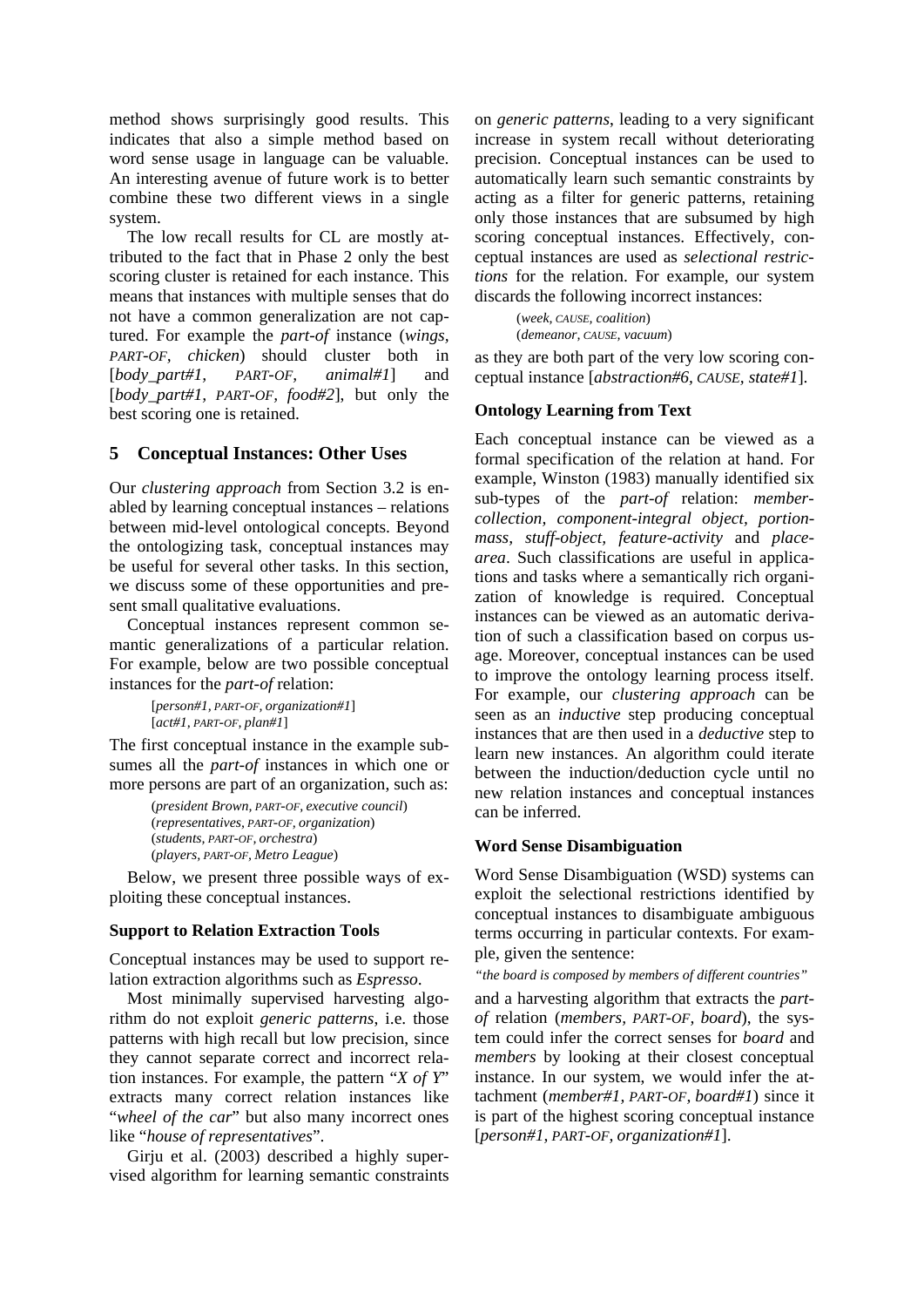method shows surprisingly good results. This indicates that also a simple method based on word sense usage in language can be valuable. An interesting avenue of future work is to better combine these two different views in a single system.

The low recall results for CL are mostly attributed to the fact that in Phase 2 only the best scoring cluster is retained for each instance. This means that instances with multiple senses that do not have a common generalization are not captured. For example the *part-of* instance (*wings*, PART-OF, *chicken*) should cluster both in [*body_part#1*, PART-OF, *animal#1*] and [*body_part#1*, PART-OF, *food#2*], but only the best scoring one is retained.

## 5 Conceptual Instances: Other Uses

Our *clustering approach* from Section 3.2 is enabled by learning conceptual instances – relations between mid-level ontological concepts. Beyond the ontologizing task, conceptual instances may be useful for several other tasks. In this section, we discuss some of these opportunities and present small qualitative evaluations.

Conceptual instances represent common semantic generalizations of a particular relation. For example, below are two possible conceptual instances for the *part-of* relation:

> [*person#1*, PART-OF, *organization#1*]
> [*act#1*, PART-OF, *plan#1*]

The first conceptual instance in the example subsumes all the *part-of* instances in which one or more persons are part of an organization, such as:

> (*president Brown*, PART-OF, *executive council*)
> (*representatives*, PART-OF, *organization*)
> (*students*, PART-OF, *orchestra*)
> (*players*, PART-OF, *Metro League*)

Below, we present three possible ways of exploiting these conceptual instances.

### Support to Relation Extraction Tools

Conceptual instances may be used to support relation extraction algorithms such as *Espresso*.

Most minimally supervised harvesting algorithm do not exploit *generic patterns*, i.e. those patterns with high recall but low precision, since they cannot separate correct and incorrect relation instances. For example, the pattern "*X of Y*" extracts many correct relation instances like "*wheel of the car*" but also many incorrect ones like "*house of representatives*".

Girju et al. (2003) described a highly supervised algorithm for learning semantic constraints on *generic patterns*, leading to a very significant increase in system recall without deteriorating precision. Conceptual instances can be used to automatically learn such semantic constraints by acting as a filter for generic patterns, retaining only those instances that are subsumed by high scoring conceptual instances. Effectively, conceptual instances are used as *selectional restrictions* for the relation. For example, our system discards the following incorrect instances:

> (*week*, CAUSE, *coalition*)
> (*demeanor*, CAUSE, *vacuum*)

as they are both part of the very low scoring conceptual instance [*abstraction#6*, CAUSE, *state#1*].

### Ontology Learning from Text

Each conceptual instance can be viewed as a formal specification of the relation at hand. For example, Winston (1983) manually identified six sub-types of the *part-of* relation: *member-collection*, *component-integral object*, *portion-mass*, *stuff-object*, *feature-activity* and *place-area*. Such classifications are useful in applications and tasks where a semantically rich organization of knowledge is required. Conceptual instances can be viewed as an automatic derivation of such a classification based on corpus usage. Moreover, conceptual instances can be used to improve the ontology learning process itself. For example, our *clustering approach* can be seen as an *inductive* step producing conceptual instances that are then used in a *deductive* step to learn new instances. An algorithm could iterate between the induction/deduction cycle until no new relation instances and conceptual instances can be inferred.

### Word Sense Disambiguation

Word Sense Disambiguation (WSD) systems can exploit the selectional restrictions identified by conceptual instances to disambiguate ambiguous terms occurring in particular contexts. For example, given the sentence:

*"the board is composed by members of different countries"*

and a harvesting algorithm that extracts the *part-of* relation (*members*, PART-OF, *board*), the system could infer the correct senses for *board* and *members* by looking at their closest conceptual instance. In our system, we would infer the attachment (*member#1*, PART-OF, *board#1*) since it is part of the highest scoring conceptual instance [*person#1*, PART-OF, *organization#1*].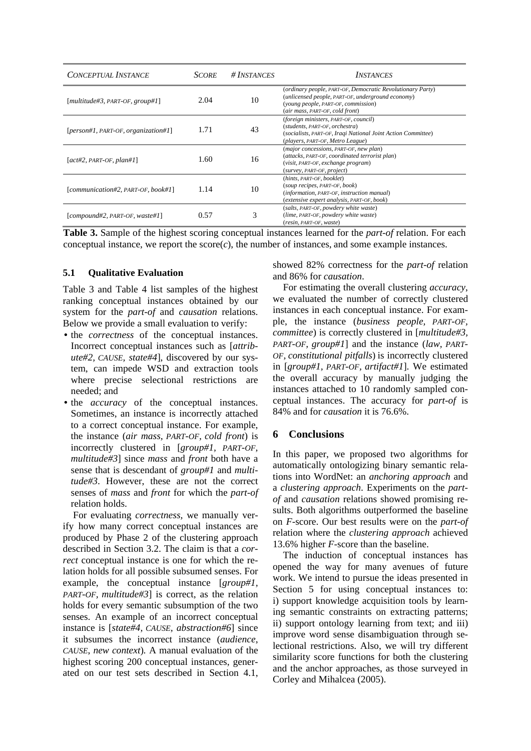| *Conceptual Instance* | *Score* | *# Instances* | *Instances* |
|---|---|---|---|
| [*multitude#3*, *part-of*, *group#1*] | 2.04 | 10 | (*ordinary people*, *part-of*, *Democratic Revolutionary Party*)<br>(*unlicensed people*, *part-of*, *underground economy*)<br>(*young people*, *part-of*, *commission*)<br>(*air mass*, *part-of*, *cold front*) |
| [*person#1*, *part-of*, *organization#1*] | 1.71 | 43 | (*foreign ministers*, *part-of*, *council*)<br>(*students*, *part-of*, *orchestra*)<br>(*socialists*, *part-of*, *Iraqi National Joint Action Committee*)<br>(*players*, *part-of*, *Metro League*) |
| [*act#2*, *part-of*, *plan#1*] | 1.60 | 16 | (*major concessions*, *part-of*, *new plan*)<br>(*attacks*, *part-of*, *coordinated terrorist plan*)<br>(*visit*, *part-of*, *exchange program*)<br>(*survey*, *part-of*, *project*) |
| [*communication#2*, *part-of*, *book#1*] | 1.14 | 10 | (*hints*, *part-of*, *booklet*)<br>(*soup recipes*, *part-of*, *book*)<br>(*information*, *part-of*, *instruction manual*)<br>(*extensive expert analysis*, *part-of*, *book*) |
| [*compound#2*, *part-of*, *waste#1*] | 0.57 | 3 | (*salts*, *part-of*, *powdery white waste*)<br>(*lime*, *part-of*, *powdery white waste*)<br>(*resin*, *part-of*, *waste*) |

**Table 3.** Sample of the highest scoring conceptual instances learned for the *part-of* relation. For each conceptual instance, we report the score(*c*), the number of instances, and some example instances.

### 5.1 Qualitative Evaluation

Table 3 and Table 4 list samples of the highest ranking conceptual instances obtained by our system for the *part-of* and *causation* relations. Below we provide a small evaluation to verify:

- the *correctness* of the conceptual instances. Incorrect conceptual instances such as [*attribute#2*, *cause*, *state#4*], discovered by our system, can impede WSD and extraction tools where precise selectional restrictions are needed; and
- the *accuracy* of the conceptual instances. Sometimes, an instance is incorrectly attached to a correct conceptual instance. For example, the instance (*air mass*, *part-of*, *cold front*) is incorrectly clustered in [*group#1*, *part-of*, *multitude#3*] since *mass* and *front* both have a sense that is descendant of *group#1* and *multitude#3*. However, these are not the correct senses of *mass* and *front* for which the *part-of* relation holds.

For evaluating *correctness*, we manually verify how many correct conceptual instances are produced by Phase 2 of the clustering approach described in Section 3.2. The claim is that a *correct* conceptual instance is one for which the relation holds for all possible subsumed senses. For example, the conceptual instance [*group#1*, *part-of*, *multitude#3*] is correct, as the relation holds for every semantic subsumption of the two senses. An example of an incorrect conceptual instance is [*state#4*, *cause*, *abstraction#6*] since it subsumes the incorrect instance (*audience*, *cause*, *new context*). A manual evaluation of the highest scoring 200 conceptual instances, generated on our test sets described in Section 4.1, showed 82% correctness for the *part-of* relation and 86% for *causation*.

For estimating the overall clustering *accuracy*, we evaluated the number of correctly clustered instances in each conceptual instance. For example, the instance (*business people*, *part-of*, *committee*) is correctly clustered in [*multitude#3*, *part-of*, *group#1*] and the instance (*law*, *part-of*, *constitutional pitfalls*) is incorrectly clustered in [*group#1*, *part-of*, *artifact#1*]. We estimated the overall accuracy by manually judging the instances attached to 10 randomly sampled conceptual instances. The accuracy for *part-of* is 84% and for *causation* it is 76.6%.

## 6 Conclusions

In this paper, we proposed two algorithms for automatically ontologizing binary semantic relations into WordNet: an *anchoring approach* and a *clustering approach*. Experiments on the *part-of* and *causation* relations showed promising results. Both algorithms outperformed the baseline on *F*-score. Our best results were on the *part-of* relation where the *clustering approach* achieved 13.6% higher *F*-score than the baseline.

The induction of conceptual instances has opened the way for many avenues of future work. We intend to pursue the ideas presented in Section 5 for using conceptual instances to: i) support knowledge acquisition tools by learning semantic constraints on extracting patterns; ii) support ontology learning from text; and iii) improve word sense disambiguation through selectional restrictions. Also, we will try different similarity score functions for both the clustering and the anchor approaches, as those surveyed in Corley and Mihalcea (2005).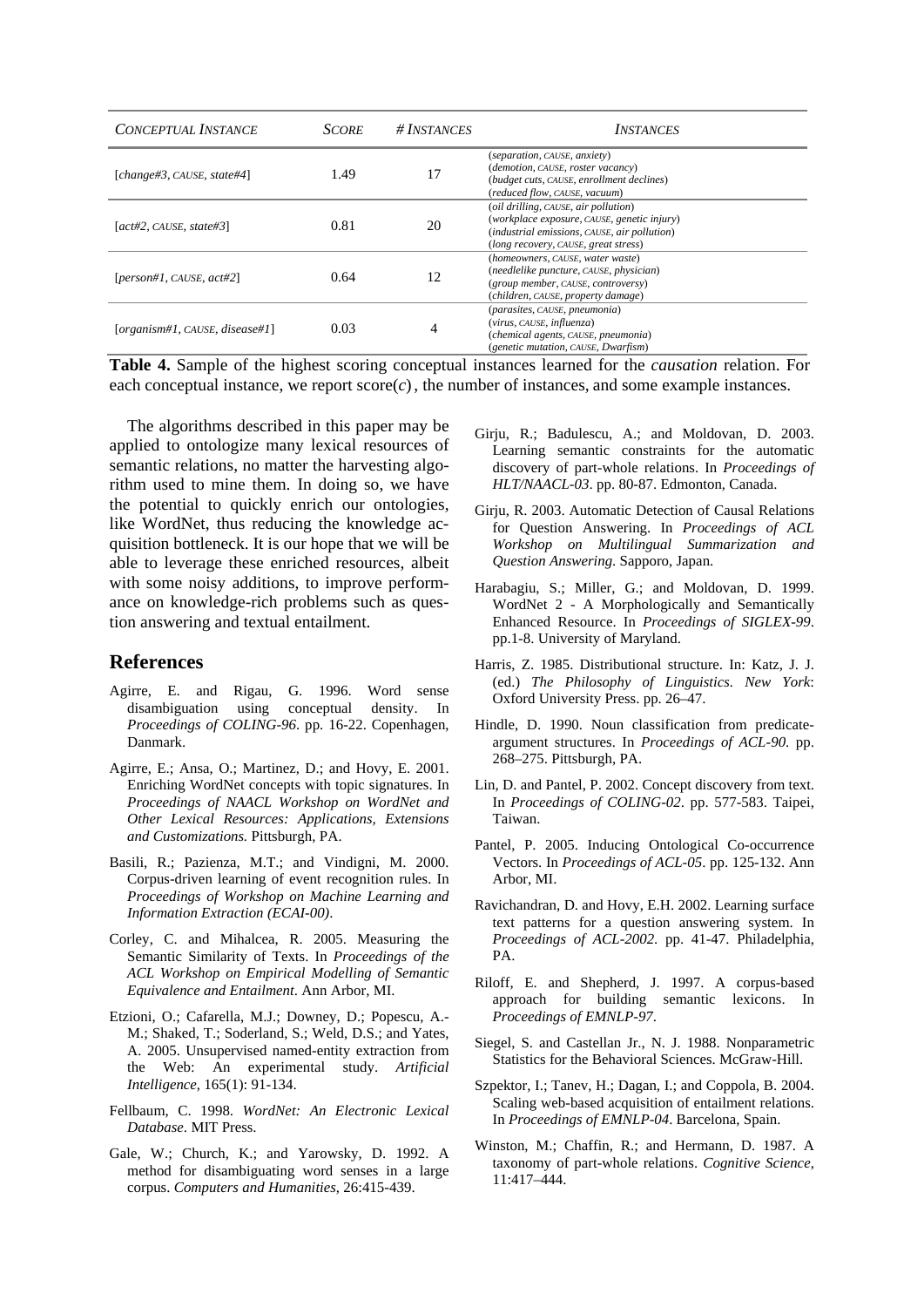| *CONCEPTUAL INSTANCE* | *SCORE* | *# INSTANCES* | *INSTANCES* |
|---|---|---|---|
| [*change#3*, CAUSE, *state#4*] | 1.49 | 17 | (*separation*, CAUSE, *anxiety*)<br>(*demotion*, CAUSE, *roster vacancy*)<br>(*budget cuts*, CAUSE, *enrollment declines*)<br>(*reduced flow*, CAUSE, *vacuum*) |
| [*act#2*, CAUSE, *state#3*] | 0.81 | 20 | (*oil drilling*, CAUSE, *air pollution*)<br>(*workplace exposure*, CAUSE, *genetic injury*)<br>(*industrial emissions*, CAUSE, *air pollution*)<br>(*long recovery*, CAUSE, *great stress*) |
| [*person#1*, CAUSE, *act#2*] | 0.64 | 12 | (*homeowners*, CAUSE, *water waste*)<br>(*needlelike puncture*, CAUSE, *physician*)<br>(*group member*, CAUSE, *controversy*)<br>(*children*, CAUSE, *property damage*) |
| [*organism#1*, CAUSE, *disease#1*] | 0.03 | 4 | (*parasites*, CAUSE, *pneumonia*)<br>(*virus*, CAUSE, *influenza*)<br>(*chemical agents*, CAUSE, *pneumonia*)<br>(*genetic mutation*, CAUSE, *Dwarfism*) |

**Table 4.** Sample of the highest scoring conceptual instances learned for the *causation* relation. For each conceptual instance, we report score($c$), the number of instances, and some example instances.

The algorithms described in this paper may be applied to ontologize many lexical resources of semantic relations, no matter the harvesting algorithm used to mine them. In doing so, we have the potential to quickly enrich our ontologies, like WordNet, thus reducing the knowledge acquisition bottleneck. It is our hope that we will be able to leverage these enriched resources, albeit with some noisy additions, to improve performance on knowledge-rich problems such as question answering and textual entailment.

## References

Agirre, E. and Rigau, G. 1996. Word sense disambiguation using conceptual density. In *Proceedings of COLING-96*. pp. 16-22. Copenhagen, Danmark.

Agirre, E.; Ansa, O.; Martinez, D.; and Hovy, E. 2001. Enriching WordNet concepts with topic signatures. In *Proceedings of NAACL Workshop on WordNet and Other Lexical Resources: Applications, Extensions and Customizations.* Pittsburgh, PA.

Basili, R.; Pazienza, M.T.; and Vindigni, M. 2000. Corpus-driven learning of event recognition rules. In *Proceedings of Workshop on Machine Learning and Information Extraction (ECAI-00)*.

Corley, C. and Mihalcea, R. 2005. Measuring the Semantic Similarity of Texts. In *Proceedings of the ACL Workshop on Empirical Modelling of Semantic Equivalence and Entailment*. Ann Arbor, MI.

Etzioni, O.; Cafarella, M.J.; Downey, D.; Popescu, A.-M.; Shaked, T.; Soderland, S.; Weld, D.S.; and Yates, A. 2005. Unsupervised named-entity extraction from the Web: An experimental study. *Artificial Intelligence*, 165(1): 91-134.

Fellbaum, C. 1998. *WordNet: An Electronic Lexical Database*. MIT Press.

Gale, W.; Church, K.; and Yarowsky, D. 1992. A method for disambiguating word senses in a large corpus. *Computers and Humanities*, 26:415-439.

Girju, R.; Badulescu, A.; and Moldovan, D. 2003. Learning semantic constraints for the automatic discovery of part-whole relations. In *Proceedings of HLT/NAACL-03*. pp. 80-87. Edmonton, Canada.

Girju, R. 2003. Automatic Detection of Causal Relations for Question Answering. In *Proceedings of ACL Workshop on Multilingual Summarization and Question Answering.* Sapporo, Japan.

Harabagiu, S.; Miller, G.; and Moldovan, D. 1999. WordNet 2 - A Morphologically and Semantically Enhanced Resource. In *Proceedings of SIGLEX-99*. pp.1-8. University of Maryland.

Harris, Z. 1985. Distributional structure. In: Katz, J. J. (ed.) *The Philosophy of Linguistics*. *New York*: Oxford University Press. pp. 26–47.

Hindle, D. 1990. Noun classification from predicate-argument structures. In *Proceedings of ACL-90*. pp. 268–275. Pittsburgh, PA.

Lin, D. and Pantel, P. 2002. Concept discovery from text. In *Proceedings of COLING-02*. pp. 577-583. Taipei, Taiwan.

Pantel, P. 2005. Inducing Ontological Co-occurrence Vectors. In *Proceedings of ACL-05*. pp. 125-132. Ann Arbor, MI.

Ravichandran, D. and Hovy, E.H. 2002. Learning surface text patterns for a question answering system. In *Proceedings of ACL-2002*. pp. 41-47. Philadelphia, PA.

Riloff, E. and Shepherd, J. 1997. A corpus-based approach for building semantic lexicons. In *Proceedings of EMNLP-97*.

Siegel, S. and Castellan Jr., N. J. 1988. Nonparametric Statistics for the Behavioral Sciences. McGraw-Hill.

Szpektor, I.; Tanev, H.; Dagan, I.; and Coppola, B. 2004. Scaling web-based acquisition of entailment relations. In *Proceedings of EMNLP-04*. Barcelona, Spain.

Winston, M.; Chaffin, R.; and Hermann, D. 1987. A taxonomy of part-whole relations. *Cognitive Science*, 11:417–444.